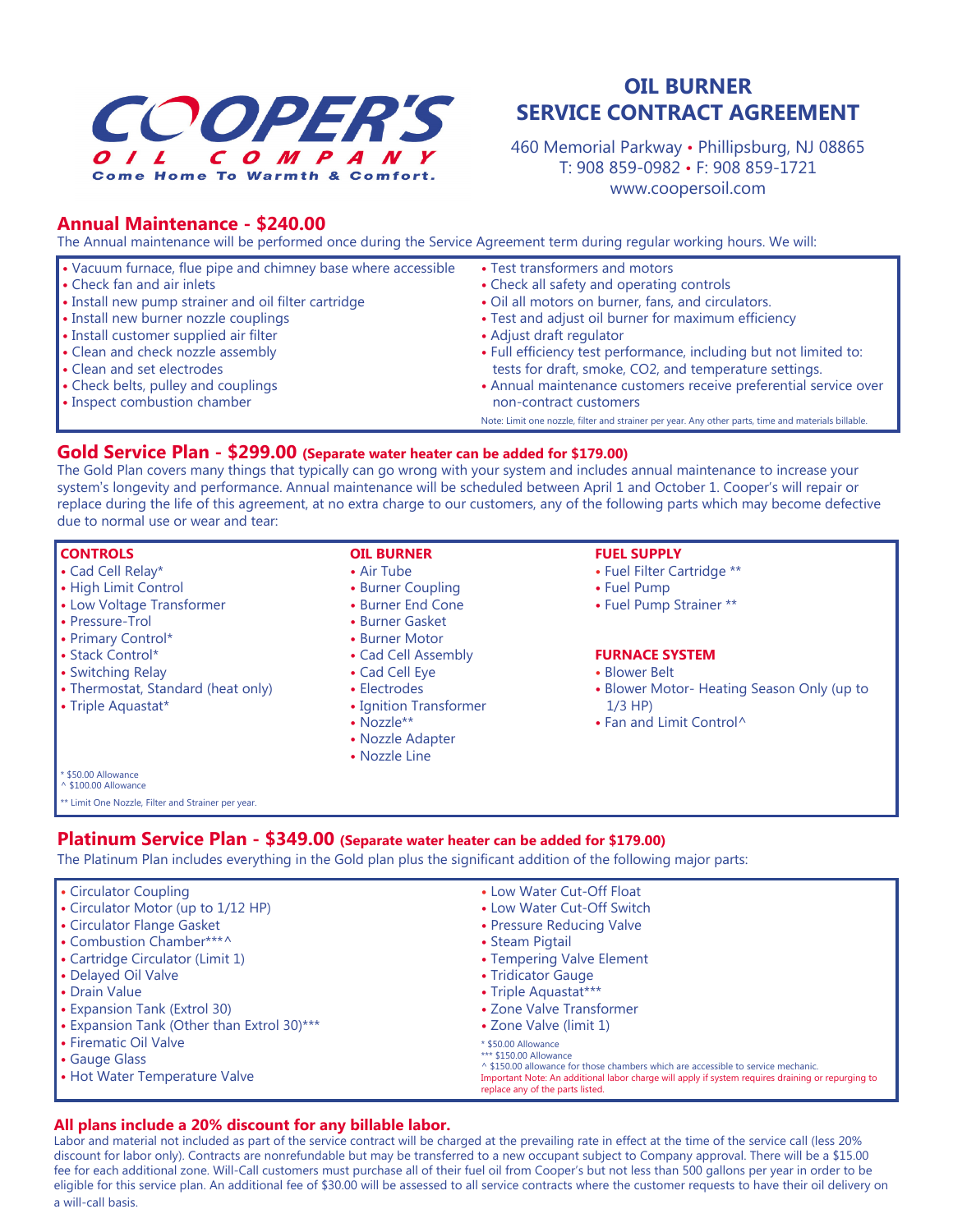# COOPER'S OIL COMPANY

Come Home To Warmth & Comfort.

# OIL BURNER SERVICE CONTRACT AGREEMENT

460 Memorial Parkway • Phillipsburg, NJ 08865
T: 908 859-0982 • F: 908 859-1721
www.coopersoil.com

## Annual Maintenance - $240.00

The Annual maintenance will be performed once during the Service Agreement term during regular working hours. We will:

- Vacuum furnace, flue pipe and chimney base where accessible
- Check fan and air inlets
- Install new pump strainer and oil filter cartridge
- Install new burner nozzle couplings
- Install customer supplied air filter
- Clean and check nozzle assembly
- Clean and set electrodes
- Check belts, pulley and couplings
- Inspect combustion chamber
- Test transformers and motors
- Check all safety and operating controls
- Oil all motors on burner, fans, and circulators.
- Test and adjust oil burner for maximum efficiency
- Adjust draft regulator
- Full efficiency test performance, including but not limited to: tests for draft, smoke, $CO_2$, and temperature settings.
- Annual maintenance customers receive preferential service over non-contract customers

Note: Limit one nozzle, filter and strainer per year. Any other parts, time and materials billable.

## Gold Service Plan - $299.00 (Separate water heater can be added for $179.00)

The Gold Plan covers many things that typically can go wrong with your system and includes annual maintenance to increase your system's longevity and performance. Annual maintenance will be scheduled between April 1 and October 1. Cooper's will repair or replace during the life of this agreement, at no extra charge to our customers, any of the following parts which may become defective due to normal use or wear and tear:

**CONTROLS**
- Cad Cell Relay*
- High Limit Control
- Low Voltage Transformer
- Pressure-Trol
- Primary Control*
- Stack Control*
- Switching Relay
- Thermostat, Standard (heat only)
- Triple Aquastat*

**OIL BURNER**
- Air Tube
- Burner Coupling
- Burner End Cone
- Burner Gasket
- Burner Motor
- Cad Cell Assembly
- Cad Cell Eye
- Electrodes
- Ignition Transformer
- Nozzle**
- Nozzle Adapter
- Nozzle Line

**FUEL SUPPLY**
- Fuel Filter Cartridge **
- Fuel Pump
- Fuel Pump Strainer **

**FURNACE SYSTEM**
- Blower Belt
- Blower Motor- Heating Season Only (up to 1/3 HP)
- Fan and Limit Control^

\* $50.00 Allowance
^ $100.00 Allowance
** Limit One Nozzle, Filter and Strainer per year.

## Platinum Service Plan - $349.00 (Separate water heater can be added for $179.00)

The Platinum Plan includes everything in the Gold plan plus the significant addition of the following major parts:

- Circulator Coupling
- Circulator Motor (up to 1/12 HP)
- Circulator Flange Gasket
- Combustion Chamber***^
- Cartridge Circulator (Limit 1)
- Delayed Oil Valve
- Drain Value
- Expansion Tank (Extrol 30)
- Expansion Tank (Other than Extrol 30)***
- Firematic Oil Valve
- Gauge Glass
- Hot Water Temperature Valve
- Low Water Cut-Off Float
- Low Water Cut-Off Switch
- Pressure Reducing Valve
- Steam Pigtail
- Tempering Valve Element
- Tridicator Gauge
- Triple Aquastat***
- Zone Valve Transformer
- Zone Valve (limit 1)

\* $50.00 Allowance
*** $150.00 Allowance
^ $150.00 allowance for those chambers which are accessible to service mechanic.
Important Note: An additional labor charge will apply if system requires draining or repurging to replace any of the parts listed.

**All plans include a 20% discount for any billable labor.**

Labor and material not included as part of the service contract will be charged at the prevailing rate in effect at the time of the service call (less 20% discount for labor only). Contracts are nonrefundable but may be transferred to a new occupant subject to Company approval. There will be a $15.00 fee for each additional zone. Will-Call customers must purchase all of their fuel oil from Cooper's but not less than 500 gallons per year in order to be eligible for this service plan. An additional fee of $30.00 will be assessed to all service contracts where the customer requests to have their oil delivery on a will-call basis.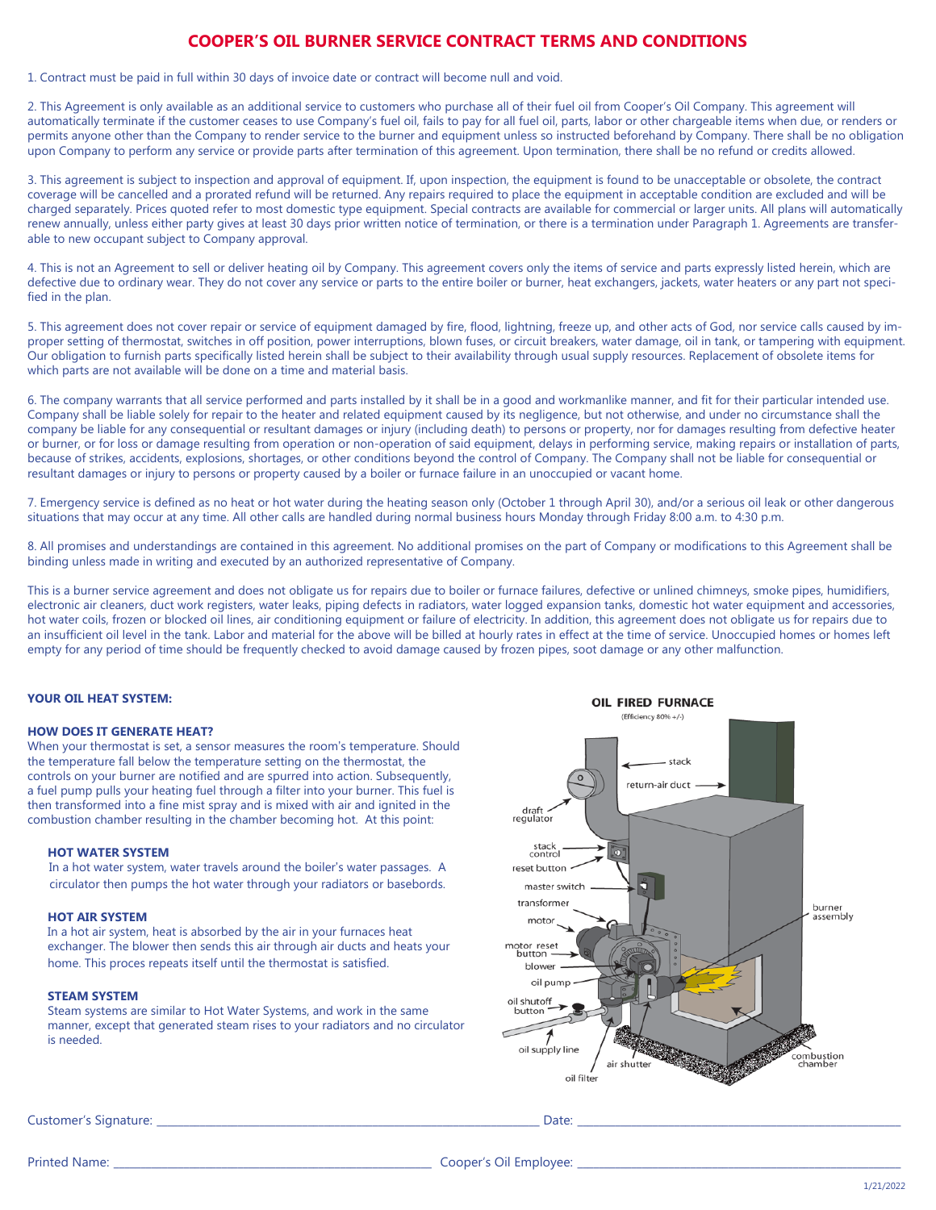# COOPER'S OIL BURNER SERVICE CONTRACT TERMS AND CONDITIONS

1. Contract must be paid in full within 30 days of invoice date or contract will become null and void.

2. This Agreement is only available as an additional service to customers who purchase all of their fuel oil from Cooper's Oil Company. This agreement will automatically terminate if the customer ceases to use Company's fuel oil, fails to pay for all fuel oil, parts, labor or other chargeable items when due, or renders or permits anyone other than the Company to render service to the burner and equipment unless so instructed beforehand by Company. There shall be no obligation upon Company to perform any service or provide parts after termination of this agreement. Upon termination, there shall be no refund or credits allowed.

3. This agreement is subject to inspection and approval of equipment. If, upon inspection, the equipment is found to be unacceptable or obsolete, the contract coverage will be cancelled and a prorated refund will be returned. Any repairs required to place the equipment in acceptable condition are excluded and will be charged separately. Prices quoted refer to most domestic type equipment. Special contracts are available for commercial or larger units. All plans will automatically renew annually, unless either party gives at least 30 days prior written notice of termination, or there is a termination under Paragraph 1. Agreements are transferable to new occupant subject to Company approval.

4. This is not an Agreement to sell or deliver heating oil by Company. This agreement covers only the items of service and parts expressly listed herein, which are defective due to ordinary wear. They do not cover any service or parts to the entire boiler or burner, heat exchangers, jackets, water heaters or any part not specified in the plan.

5. This agreement does not cover repair or service of equipment damaged by fire, flood, lightning, freeze up, and other acts of God, nor service calls caused by improper setting of thermostat, switches in off position, power interruptions, blown fuses, or circuit breakers, water damage, oil in tank, or tampering with equipment. Our obligation to furnish parts specifically listed herein shall be subject to their availability through usual supply resources. Replacement of obsolete items for which parts are not available will be done on a time and material basis.

6. The company warrants that all service performed and parts installed by it shall be in a good and workmanlike manner, and fit for their particular intended use. Company shall be liable solely for repair to the heater and related equipment caused by its negligence, but not otherwise, and under no circumstance shall the company be liable for any consequential or resultant damages or injury (including death) to persons or property, nor for damages resulting from defective heater or burner, or for loss or damage resulting from operation or non-operation of said equipment, delays in performing service, making repairs or installation of parts, because of strikes, accidents, explosions, shortages, or other conditions beyond the control of Company. The Company shall not be liable for consequential or resultant damages or injury to persons or property caused by a boiler or furnace failure in an unoccupied or vacant home.

7. Emergency service is defined as no heat or hot water during the heating season only (October 1 through April 30), and/or a serious oil leak or other dangerous situations that may occur at any time. All other calls are handled during normal business hours Monday through Friday 8:00 a.m. to 4:30 p.m.

8. All promises and understandings are contained in this agreement. No additional promises on the part of Company or modifications to this Agreement shall be binding unless made in writing and executed by an authorized representative of Company.

This is a burner service agreement and does not obligate us for repairs due to boiler or furnace failures, defective or unlined chimneys, smoke pipes, humidifiers, electronic air cleaners, duct work registers, water leaks, piping defects in radiators, water logged expansion tanks, domestic hot water equipment and accessories, hot water coils, frozen or blocked oil lines, air conditioning equipment or failure of electricity. In addition, this agreement does not obligate us for repairs due to an insufficient oil level in the tank. Labor and material for the above will be billed at hourly rates in effect at the time of service. Unoccupied homes or homes left empty for any period of time should be frequently checked to avoid damage caused by frozen pipes, soot damage or any other malfunction.

**YOUR OIL HEAT SYSTEM:**

**HOW DOES IT GENERATE HEAT?**

When your thermostat is set, a sensor measures the room's temperature. Should the temperature fall below the temperature setting on the thermostat, the controls on your burner are notified and are spurred into action. Subsequently, a fuel pump pulls your heating fuel through a filter into your burner. This fuel is then transformed into a fine mist spray and is mixed with air and ignited in the combustion chamber resulting in the chamber becoming hot. At this point:

**HOT WATER SYSTEM**

In a hot water system, water travels around the boiler's water passages. A circulator then pumps the hot water through your radiators or basebords.

**HOT AIR SYSTEM**

In a hot air system, heat is absorbed by the air in your furnaces heat exchanger. The blower then sends this air through air ducts and heats your home. This proces repeats itself until the thermostat is satisfied.

**STEAM SYSTEM**

Steam systems are similar to Hot Water Systems, and work in the same manner, except that generated steam rises to your radiators and no circulator is needed.

**OIL FIRED FURNACE**
(Efficiency 80% +/-)

stack
return-air duct
draft regulator
stack control
reset button
master switch
transformer
motor
motor reset button
blower
oil pump
oil shutoff button
oil supply line
oil filter
air shutter
burner assembly
combustion chamber

Customer's Signature: ______________________ Date: ______________________

Printed Name: ______________________ Cooper's Oil Employee: ______________________

1/21/2022